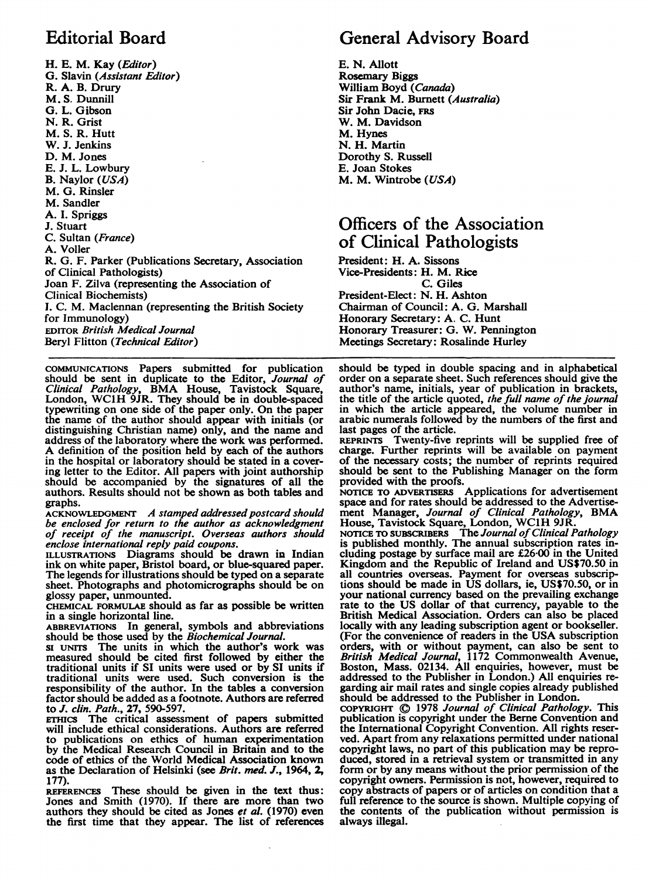## Editorial Board

H. E. M. Kay (*Editor*)
G. Slavin (*Assistant Editor*)
R. A. B. Drury
M. S. Dunnill
G. L. Gibson
N. R. Grist
M. S. R. Hutt
W. J. Jenkins
D. M. Jones
E. J. L. Lowbury
B. Naylor (*USA*)
M. G. Rinsler
M. Sandler
A. I. Spriggs
J. Stuart
C. Sultan (*France*)
A. Voller
R. G. F. Parker (Publications Secretary, Association of Clinical Pathologists)
Joan F. Zilva (representing the Association of Clinical Biochemists)
I. C. M. Maclennan (representing the British Society for Immunology)
EDITOR *British Medical Journal*
Beryl Flitton (*Technical Editor*)

## General Advisory Board

E. N. Allott
Rosemary Biggs
William Boyd (*Canada*)
Sir Frank M. Burnett (*Australia*)
Sir John Dacie, FRS
W. M. Davidson
M. Hynes
N. H. Martin
Dorothy S. Russell
E. Joan Stokes
M. M. Wintrobe (*USA*)

## Officers of the Association of Clinical Pathologists

President: H. A. Sissons
Vice-Presidents: H. M. Rice
C. Giles
President-Elect: N. H. Ashton
Chairman of Council: A. G. Marshall
Honorary Secretary: A. C. Hunt
Honorary Treasurer: G. W. Pennington
Meetings Secretary: Rosalinde Hurley

---

COMMUNICATIONS Papers submitted for publication should be sent in duplicate to the Editor, *Journal of Clinical Pathology*, BMA House, Tavistock Square, London, WC1H 9JR. They should be in double-spaced typewriting on one side of the paper only. On the paper the name of the author should appear with initials (or distinguishing Christian name) only, and the name and address of the laboratory where the work was performed. A definition of the position held by each of the authors in the hospital or laboratory should be stated in a covering letter to the Editor. All papers with joint authorship should be accompanied by the signatures of all the authors. Results should not be shown as both tables and graphs.

ACKNOWLEDGMENT *A stamped addressed postcard should be enclosed for return to the author as acknowledgment of receipt of the manuscript. Overseas authors should enclose international reply paid coupons.*

ILLUSTRATIONS Diagrams should be drawn in Indian ink on white paper, Bristol board, or blue-squared paper. The legends for illustrations should be typed on a separate sheet. Photographs and photomicrographs should be on glossy paper, unmounted.

CHEMICAL FORMULAE should as far as possible be written in a single horizontal line.

ABBREVIATIONS In general, symbols and abbreviations should be those used by the *Biochemical Journal*.

SI UNITS The units in which the author's work was measured should be cited first followed by either the traditional units if SI units were used or by SI units if traditional units were used. Such conversion is the responsibility of the author. In the tables a conversion factor should be added as a footnote. Authors are referred to *J. clin. Path.*, 27, 590-597.

ETHICS The critical assessment of papers submitted will include ethical considerations. Authors are referred to publications on ethics of human experimentation by the Medical Research Council in Britain and to the code of ethics of the World Medical Association known as the Declaration of Helsinki (see *Brit. med. J.*, 1964, 2, 177).

REFERENCES These should be given in the text thus: Jones and Smith (1970). If there are more than two authors they should be cited as Jones *et al.* (1970) even the first time that they appear. The list of references should be typed in double spacing and in alphabetical order on a separate sheet. Such references should give the author's name, initials, year of publication in brackets, the title of the article quoted, *the full name of the journal* in which the article appeared, the volume number in arabic numerals followed by the numbers of the first and last pages of the article.

REPRINTS Twenty-five reprints will be supplied free of charge. Further reprints will be available on payment of the necessary costs; the number of reprints required should be sent to the Publishing Manager on the form provided with the proofs.

NOTICE TO ADVERTISERS Applications for advertisement space and for rates should be addressed to the Advertisement Manager, *Journal of Clinical Pathology*, BMA House, Tavistock Square, London, WC1H 9JR.

NOTICE TO SUBSCRIBERS The *Journal of Clinical Pathology* is published monthly. The annual subscription rates including postage by surface mail are £26·00 in the United Kingdom and the Republic of Ireland and US$70.50 in all countries overseas. Payment for overseas subscriptions should be made in US dollars, ie, US$70.50, or in your national currency based on the prevailing exchange rate to the US dollar of that currency, payable to the British Medical Association. Orders can also be placed locally with any leading subscription agent or bookseller. (For the convenience of readers in the USA subscription orders, with or without payment, can also be sent to *British Medical Journal*, 1172 Commonwealth Avenue, Boston, Mass. 02134. All enquiries, however, must be addressed to the Publisher in London.) All enquiries regarding air mail rates and single copies already published should be addressed to the Publisher in London.

COPYRIGHT © 1978 *Journal of Clinical Pathology*. This publication is copyright under the Berne Convention and the International Copyright Convention. All rights reserved. Apart from any relaxations permitted under national copyright laws, no part of this publication may be reproduced, stored in a retrieval system or transmitted in any form or by any means without the prior permission of the copyright owners. Permission is not, however, required to copy abstracts of papers or of articles on condition that a full reference to the source is shown. Multiple copying of the contents of the publication without permission is always illegal.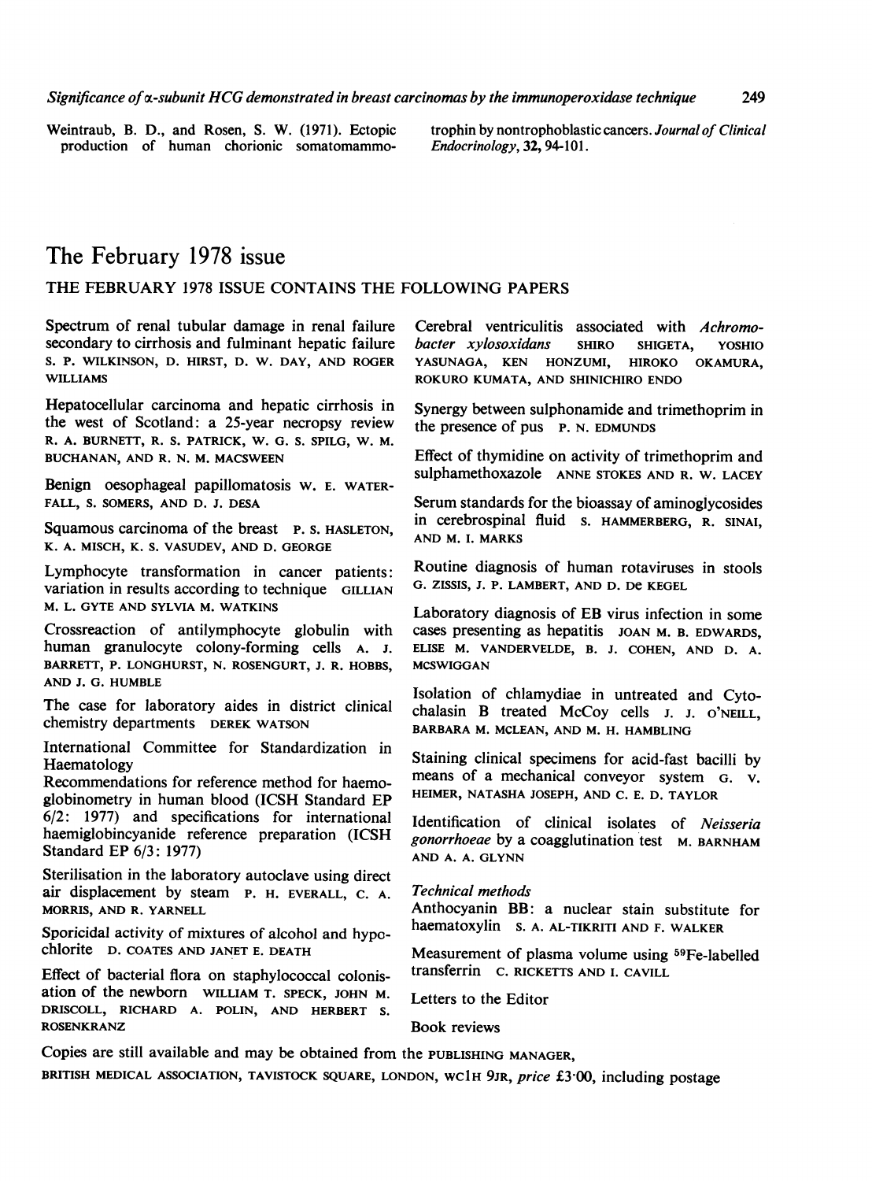Weintraub, B. D., and Rosen, S. W. (1971). Ectopic production of human chorionic somatomammotrophin by nontrophoblastic cancers. *Journal of Clinical Endocrinology*, 32, 94-101.

# The February 1978 issue

## THE FEBRUARY 1978 ISSUE CONTAINS THE FOLLOWING PAPERS

Spectrum of renal tubular damage in renal failure secondary to cirrhosis and fulminant hepatic failure S. P. WILKINSON, D. HIRST, D. W. DAY, AND ROGER WILLIAMS

Hepatocellular carcinoma and hepatic cirrhosis in the west of Scotland: a 25-year necropsy review R. A. BURNETT, R. S. PATRICK, W. G. S. SPILG, W. M. BUCHANAN, AND R. N. M. MACSWEEN

Benign oesophageal papillomatosis W. E. WATERFALL, S. SOMERS, AND D. J. DESA

Squamous carcinoma of the breast P. S. HASLETON, K. A. MISCH, K. S. VASUDEV, AND D. GEORGE

Lymphocyte transformation in cancer patients: variation in results according to technique GILLIAN M. L. GYTE AND SYLVIA M. WATKINS

Crossreaction of antilymphocyte globulin with human granulocyte colony-forming cells A. J. BARRETT, P. LONGHURST, N. ROSENGURT, J. R. HOBBS, AND J. G. HUMBLE

The case for laboratory aides in district clinical chemistry departments DEREK WATSON

International Committee for Standardization in Haematology
Recommendations for reference method for haemoglobinometry in human blood (ICSH Standard EP 6/2: 1977) and specifications for international haemiglobincyanide reference preparation (ICSH Standard EP 6/3: 1977)

Sterilisation in the laboratory autoclave using direct air displacement by steam P. H. EVERALL, C. A. MORRIS, AND R. YARNELL

Sporicidal activity of mixtures of alcohol and hypochlorite D. COATES AND JANET E. DEATH

Effect of bacterial flora on staphylococcal colonisation of the newborn WILLIAM T. SPECK, JOHN M. DRISCOLL, RICHARD A. POLIN, AND HERBERT S. ROSENKRANZ

Cerebral ventriculitis associated with *Achromobacter xylosoxidans* SHIRO SHIGETA, YOSHIO YASUNAGA, KEN HONZUMI, HIROKO OKAMURA, ROKURO KUMATA, AND SHINICHIRO ENDO

Synergy between sulphonamide and trimethoprim in the presence of pus P. N. EDMUNDS

Effect of thymidine on activity of trimethoprim and sulphamethoxazole ANNE STOKES AND R. W. LACEY

Serum standards for the bioassay of aminoglycosides in cerebrospinal fluid S. HAMMERBERG, R. SINAI, AND M. I. MARKS

Routine diagnosis of human rotaviruses in stools G. ZISSIS, J. P. LAMBERT, AND D. DE KEGEL

Laboratory diagnosis of EB virus infection in some cases presenting as hepatitis JOAN M. B. EDWARDS, ELISE M. VANDERVELDE, B. J. COHEN, AND D. A. MCSWIGGAN

Isolation of chlamydiae in untreated and Cytochalasin B treated McCoy cells J. J. O'NEILL, BARBARA M. MCLEAN, AND M. H. HAMBLING

Staining clinical specimens for acid-fast bacilli by means of a mechanical conveyor system G. V. HEIMER, NATASHA JOSEPH, AND C. E. D. TAYLOR

Identification of clinical isolates of *Neisseria gonorrhoeae* by a coagglutination test M. BARNHAM AND A. A. GLYNN

*Technical methods*
Anthocyanin BB: a nuclear stain substitute for haematoxylin S. A. AL-TIKRITI AND F. WALKER

Measurement of plasma volume using $^{59}$Fe-labelled transferrin C. RICKETTS AND I. CAVILL

Letters to the Editor

Book reviews

Copies are still available and may be obtained from the PUBLISHING MANAGER, BRITISH MEDICAL ASSOCIATION, TAVISTOCK SQUARE, LONDON, WC1H 9JR, *price* £3·00, including postage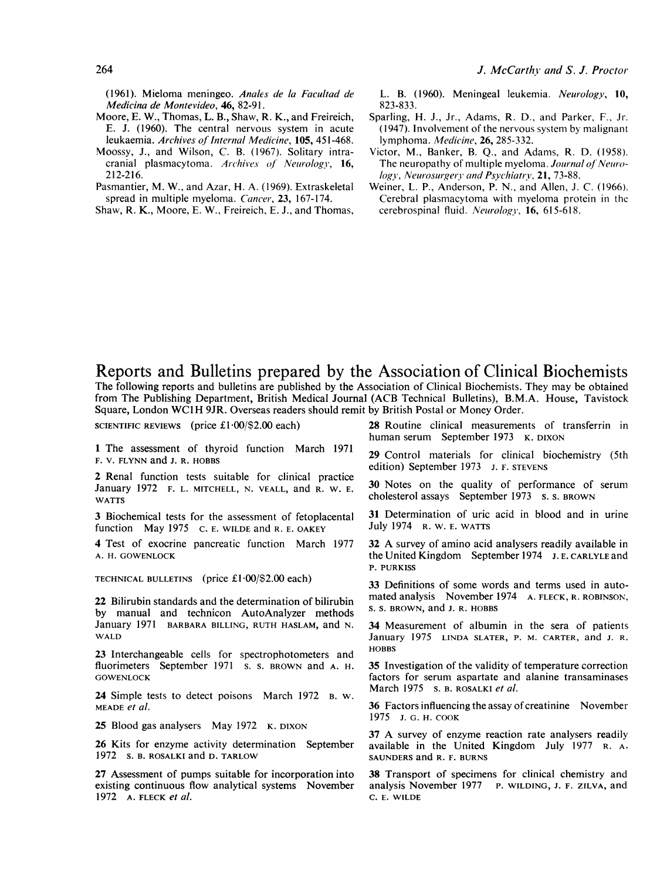(1961). Mieloma meningeo. *Anales de la Facultad de Medicina de Montevideo*, **46**, 82-91.

Moore, E. W., Thomas, L. B., Shaw, R. K., and Freireich, E. J. (1960). The central nervous system in acute leukaemia. *Archives of Internal Medicine*, **105**, 451-468.

Moossy, J., and Wilson, C. B. (1967). Solitary intracranial plasmacytoma. *Archives of Neurology*, **16**, 212-216.

Pasmantier, M. W., and Azar, H. A. (1969). Extraskeletal spread in multiple myeloma. *Cancer*, **23**, 167-174.

Shaw, R. K., Moore, E. W., Freireich, E. J., and Thomas, L. B. (1960). Meningeal leukemia. *Neurology*, **10**, 823-833.

Sparling, H. J., Jr., Adams, R. D., and Parker, F., Jr. (1947). Involvement of the nervous system by malignant lymphoma. *Medicine*, **26**, 285-332.

Victor, M., Banker, B. Q., and Adams, R. D. (1958). The neuropathy of multiple myeloma. *Journal of Neurology, Neurosurgery and Psychiatry*, **21**, 73-88.

Weiner, L. P., Anderson, P. N., and Allen, J. C. (1966). Cerebral plasmacytoma with myeloma protein in the cerebrospinal fluid. *Neurology*, **16**, 615-618.

# Reports and Bulletins prepared by the Association of Clinical Biochemists

The following reports and bulletins are published by the Association of Clinical Biochemists. They may be obtained from The Publishing Department, British Medical Journal (ACB Technical Bulletins), B.M.A. House, Tavistock Square, London WC1H 9JR. Overseas readers should remit by British Postal or Money Order.

SCIENTIFIC REVIEWS (price £1·00/$2.00 each)

**1** The assessment of thyroid function March 1971 F. V. FLYNN and J. R. HOBBS

**2** Renal function tests suitable for clinical practice January 1972 F. L. MITCHELL, N. VEALL, and R. W. E. WATTS

**3** Biochemical tests for the assessment of fetoplacental function May 1975 C. E. WILDE and R. E. OAKEY

**4** Test of exocrine pancreatic function March 1977 A. H. GOWENLOCK

TECHNICAL BULLETINS (price £1·00/$2.00 each)

**22** Bilirubin standards and the determination of bilirubin by manual and technicon AutoAnalyzer methods January 1971 BARBARA BILLING, RUTH HASLAM, and N. WALD

**23** Interchangeable cells for spectrophotometers and fluorimeters September 1971 S. S. BROWN and A. H. GOWENLOCK

**24** Simple tests to detect poisons March 1972 B. W. MEADE *et al.*

**25** Blood gas analysers May 1972 K. DIXON

**26** Kits for enzyme activity determination September 1972 S. B. ROSALKI and D. TARLOW

**27** Assessment of pumps suitable for incorporation into existing continuous flow analytical systems November 1972 A. FLECK *et al.*

**28** Routine clinical measurements of transferrin in human serum September 1973 K. DIXON

**29** Control materials for clinical biochemistry (5th edition) September 1973 J. F. STEVENS

**30** Notes on the quality of performance of serum cholesterol assays September 1973 S. S. BROWN

**31** Determination of uric acid in blood and in urine July 1974 R. W. E. WATTS

**32** A survey of amino acid analysers readily available in the United Kingdom September 1974 J. E. CARLYLE and P. PURKISS

**33** Definitions of some words and terms used in automated analysis November 1974 A. FLECK, R. ROBINSON, S. S. BROWN, and J. R. HOBBS

**34** Measurement of albumin in the sera of patients January 1975 LINDA SLATER, P. M. CARTER, and J. R. HOBBS

**35** Investigation of the validity of temperature correction factors for serum aspartate and alanine transaminases March 1975 S. B. ROSALKI *et al.*

**36** Factors influencing the assay of creatinine November 1975 J. G. H. COOK

**37** A survey of enzyme reaction rate analysers readily available in the United Kingdom July 1977 R. A. SAUNDERS and R. F. BURNS

**38** Transport of specimens for clinical chemistry and analysis November 1977 P. WILDING, J. F. ZILVA, and C. E. WILDE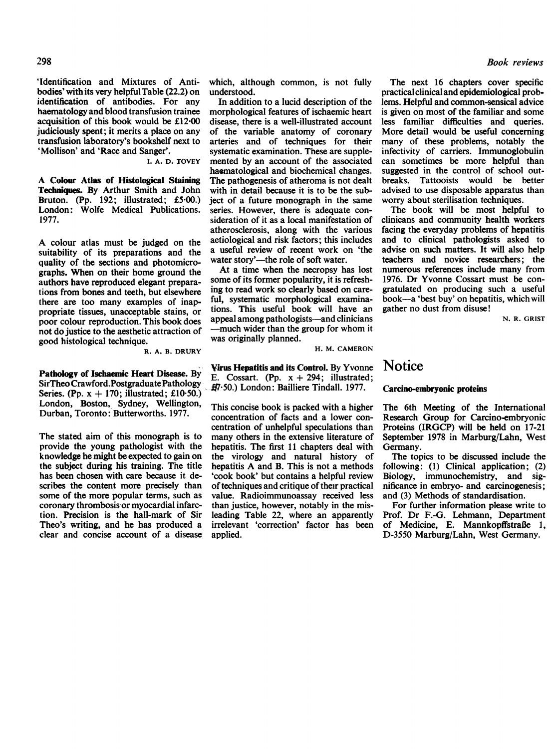'Identification and Mixtures of Antibodies' with its very helpful Table (22.2) on identification of antibodies. For any haematology and blood transfusion trainee acquisition of this book would be £12·00 judiciously spent; it merits a place on any transfusion laboratory's bookshelf next to 'Mollison' and 'Race and Sanger'.

I. A. D. TOVEY

**A Colour Atlas of Histological Staining Techniques.** By Arthur Smith and John Bruton. (Pp. 192; illustrated; £5·00.) London: Wolfe Medical Publications. 1977.

A colour atlas must be judged on the suitability of its preparations and the quality of the sections and photomicrographs. When on their home ground the authors have reproduced elegant preparations from bones and teeth, but elsewhere there are too many examples of inappropriate tissues, unacceptable stains, or poor colour reproduction. This book does not do justice to the aesthetic attraction of good histological technique.

R. A. B. DRURY

**Pathology of Ischaemic Heart Disease.** By Sir Theo Crawford. Postgraduate Pathology Series. (Pp. x + 170; illustrated; £10·50.) London, Boston, Sydney, Wellington, Durban, Toronto: Butterworths. 1977.

The stated aim of this monograph is to provide the young pathologist with the knowledge he might be expected to gain on the subject during his training. The title has been chosen with care because it describes the content more precisely than some of the more popular terms, such as coronary thrombosis or myocardial infarction. Precision is the hall-mark of Sir Theo's writing, and he has produced a clear and concise account of a disease which, although common, is not fully understood.

In addition to a lucid description of the morphological features of ischaemic heart disease, there is a well-illustrated account of the variable anatomy of coronary arteries and of techniques for their systematic examination. These are supplemented by an account of the associated haematological and biochemical changes. The pathogenesis of atheroma is not dealt with in detail because it is to be the subject of a future monograph in the same series. However, there is adequate consideration of it as a local manifestation of atherosclerosis, along with the various aetiological and risk factors; this includes a useful review of recent work on 'the water story'—the role of soft water.

At a time when the necropsy has lost some of its former popularity, it is refreshing to read work so clearly based on careful, systematic morphological examinations. This useful book will have an appeal among pathologists—and clinicians—much wider than the group for whom it was originally planned.

H. M. CAMERON

**Virus Hepatitis and its Control.** By Yvonne E. Cossart. (Pp. x + 294; illustrated; £7·50.) London: Bailliere Tindall. 1977.

This concise book is packed with a higher concentration of facts and a lower concentration of unhelpful speculations than many others in the extensive literature of hepatitis. The first 11 chapters deal with the virology and natural history of hepatitis A and B. This is not a methods 'cook book' but contains a helpful review of techniques and critique of their practical value. Radioimmunoassay received less than justice, however, notably in the misleading Table 22, where an apparently irrelevant 'correction' factor has been applied.

The next 16 chapters cover specific practical clinical and epidemiological problems. Helpful and common-sensical advice is given on most of the familiar and some less familiar difficulties and queries. More detail would be useful concerning many of these problems, notably the infectivity of carriers. Immunoglobulin can sometimes be more helpful than suggested in the control of school outbreaks. Tattooists would be better advised to use disposable apparatus than worry about sterilisation techniques.

The book will be most helpful to clinicans and community health workers facing the everyday problems of hepatitis and to clinical pathologists asked to advise on such matters. It will also help teachers and novice researchers; the numerous references include many from 1976. Dr Yvonne Cossart must be congratulated on producing such a useful book—a 'best buy' on hepatitis, which will gather no dust from disuse!

N. R. GRIST

# Notice

## Carcino-embryonic proteins

The 6th Meeting of the International Research Group for Carcino-embryonic Proteins (IRGCP) will be held on 17-21 September 1978 in Marburg/Lahn, West Germany.

The topics to be discussed include the following: (1) Clinical application; (2) Biology, immunochemistry, and significance in embryo- and carcinogenesis; and (3) Methods of standardisation.

For further information please write to Prof. Dr F.-G. Lehmann, Department of Medicine, E. Mannkopffstraße 1, D-3550 Marburg/Lahn, West Germany.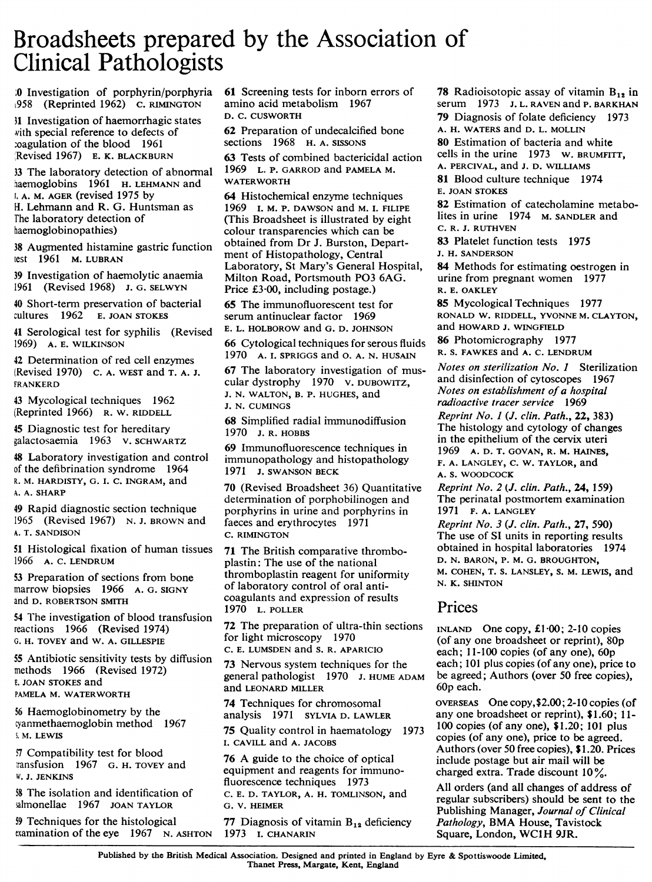# Broadsheets prepared by the Association of Clinical Pathologists

30 Investigation of porphyrin/porphyria 1958 (Reprinted 1962) C. RIMINGTON

31 Investigation of haemorrhagic states with special reference to defects of coagulation of the blood 1961 (Revised 1967) E. K. BLACKBURN

33 The laboratory detection of abnormal haemoglobins 1961 H. LEHMANN and J. A. M. AGER (revised 1975 by H. Lehmann and R. G. Huntsman as The laboratory detection of haemoglobinopathies)

38 Augmented histamine gastric function test 1961 M. LUBRAN

39 Investigation of haemolytic anaemia 1961 (Revised 1968) J. G. SELWYN

40 Short-term preservation of bacterial cultures 1962 E. JOAN STOKES

41 Serological test for syphilis (Revised 1969) A. E. WILKINSON

42 Determination of red cell enzymes (Revised 1970) C. A. WEST and T. A. J. FRANKERD

43 Mycological techniques 1962 (Reprinted 1966) R. W. RIDDELL

45 Diagnostic test for hereditary galactosaemia 1963 V. SCHWARTZ

48 Laboratory investigation and control of the defibrination syndrome 1964 R. M. HARDISTY, G. I. C. INGRAM, and A. A. SHARP

49 Rapid diagnostic section technique 1965 (Revised 1967) N. J. BROWN and A. T. SANDISON

51 Histological fixation of human tissues 1966 A. C. LENDRUM

53 Preparation of sections from bone marrow biopsies 1966 A. G. SIGNY and D. ROBERTSON SMITH

54 The investigation of blood transfusion reactions 1966 (Revised 1974) G. H. TOVEY and W. A. GILLESPIE

55 Antibiotic sensitivity tests by diffusion methods 1966 (Revised 1972) E. JOAN STOKES and PAMELA M. WATERWORTH

56 Haemoglobinometry by the cyanmethaemoglobin method 1967 S. M. LEWIS

57 Compatibility test for blood transfusion 1967 G. H. TOVEY and W. J. JENKINS

58 The isolation and identification of salmonellae 1967 JOAN TAYLOR

59 Techniques for the histological examination of the eye 1967 N. ASHTON

61 Screening tests for inborn errors of amino acid metabolism 1967 D. C. CUSWORTH

62 Preparation of undecalcified bone sections 1968 H. A. SISSONS

63 Tests of combined bactericidal action 1969 L. P. GARROD and PAMELA M. WATERWORTH

64 Histochemical enzyme techniques 1969 I. M. P. DAWSON and M. I. FILIPE (This Broadsheet is illustrated by eight colour transparencies which can be obtained from Dr J. Burston, Department of Histopathology, Central Laboratory, St Mary's General Hospital, Milton Road, Portsmouth PO3 6AG. Price £3·00, including postage.)

65 The immunofluorescent test for serum antinuclear factor 1969 E. L. HOLBOROW and G. D. JOHNSON

66 Cytological techniques for serous fluids 1970 A. I. SPRIGGS and O. A. N. HUSAIN

67 The laboratory investigation of muscular dystrophy 1970 V. DUBOWITZ, J. N. WALTON, B. P. HUGHES, and J. N. CUMINGS

68 Simplified radial immunodiffusion 1970 J. R. HOBBS

69 Immunofluorescence techniques in immunopathology and histopathology 1971 J. SWANSON BECK

70 (Revised Broadsheet 36) Quantitative determination of porphobilinogen and porphyrins in urine and porphyrins in faeces and erythrocytes 1971 C. RIMINGTON

71 The British comparative thromboplastin: The use of the national thromboplastin reagent for uniformity of laboratory control of oral anticoagulants and expression of results 1970 L. POLLER

72 The preparation of ultra-thin sections for light microscopy 1970 C. E. LUMSDEN and S. R. APARICIO

73 Nervous system techniques for the general pathologist 1970 J. HUME ADAM and LEONARD MILLER

74 Techniques for chromosomal analysis 1971 SYLVIA D. LAWLER

75 Quality control in haematology 1973 I. CAVILL and A. JACOBS

76 A guide to the choice of optical equipment and reagents for immunofluorescence techniques 1973 C. E. D. TAYLOR, A. H. TOMLINSON, and G. V. HEIMER

77 Diagnosis of vitamin $B_{12}$ deficiency 1973 I. CHANARIN

78 Radioisotopic assay of vitamin $B_{12}$ in serum 1973 J. L. RAVEN and P. BARKHAN

79 Diagnosis of folate deficiency 1973 A. H. WATERS and D. L. MOLLIN

80 Estimation of bacteria and white cells in the urine 1973 W. BRUMFITT, A. PERCIVAL, and J. D. WILLIAMS

81 Blood culture technique 1974 E. JOAN STOKES

82 Estimation of catecholamine metabolites in urine 1974 M. SANDLER and C. R. J. RUTHVEN

83 Platelet function tests 1975 J. H. SANDERSON

84 Methods for estimating oestrogen in urine from pregnant women 1977 R. E. OAKLEY

85 Mycological Techniques 1977 RONALD W. RIDDELL, YVONNE M. CLAYTON, and HOWARD J. WINGFIELD

86 Photomicrography 1977 R. S. FAWKES and A. C. LENDRUM

*Notes on sterilization No. 1* Sterilization and disinfection of cytoscopes 1967

*Notes on establishment of a hospital radioactive tracer service* 1969

*Reprint No. 1* (*J. clin. Path.*, **22**, 383) The histology and cytology of changes in the epithelium of the cervix uteri 1969 A. D. T. GOVAN, R. M. HAINES, F. A. LANGLEY, C. W. TAYLOR, and A. S. WOODCOCK

*Reprint No. 2* (*J. clin. Path.*, **24**, 159) The perinatal postmortem examination 1971 F. A. LANGLEY

*Reprint No. 3* (*J. clin. Path.*, **27**, 590) The use of SI units in reporting results obtained in hospital laboratories 1974 D. N. BARON, P. M. G. BROUGHTON, M. COHEN, T. S. LANSLEY, S. M. LEWIS, and N. K. SHINTON

## Prices

INLAND One copy, £1·00; 2-10 copies (of any one broadsheet or reprint), 80p each; 11-100 copies (of any one), 60p each; 101 plus copies (of any one), price to be agreed; Authors (over 50 free copies), 60p each.

OVERSEAS One copy, $2.00; 2-10 copies (of any one broadsheet or reprint), $1.60; 11-100 copies (of any one), $1.20; 101 plus copies (of any one), price to be agreed. Authors (over 50 free copies), $1.20. Prices include postage but air mail will be charged extra. Trade discount 10%.

All orders (and all changes of address of regular subscribers) should be sent to the Publishing Manager, *Journal of Clinical Pathology*, BMA House, Tavistock Square, London, WC1H 9JR.

Published by the British Medical Association. Designed and printed in England by Eyre & Spottiswoode Limited, Thanet Press, Margate, Kent, England